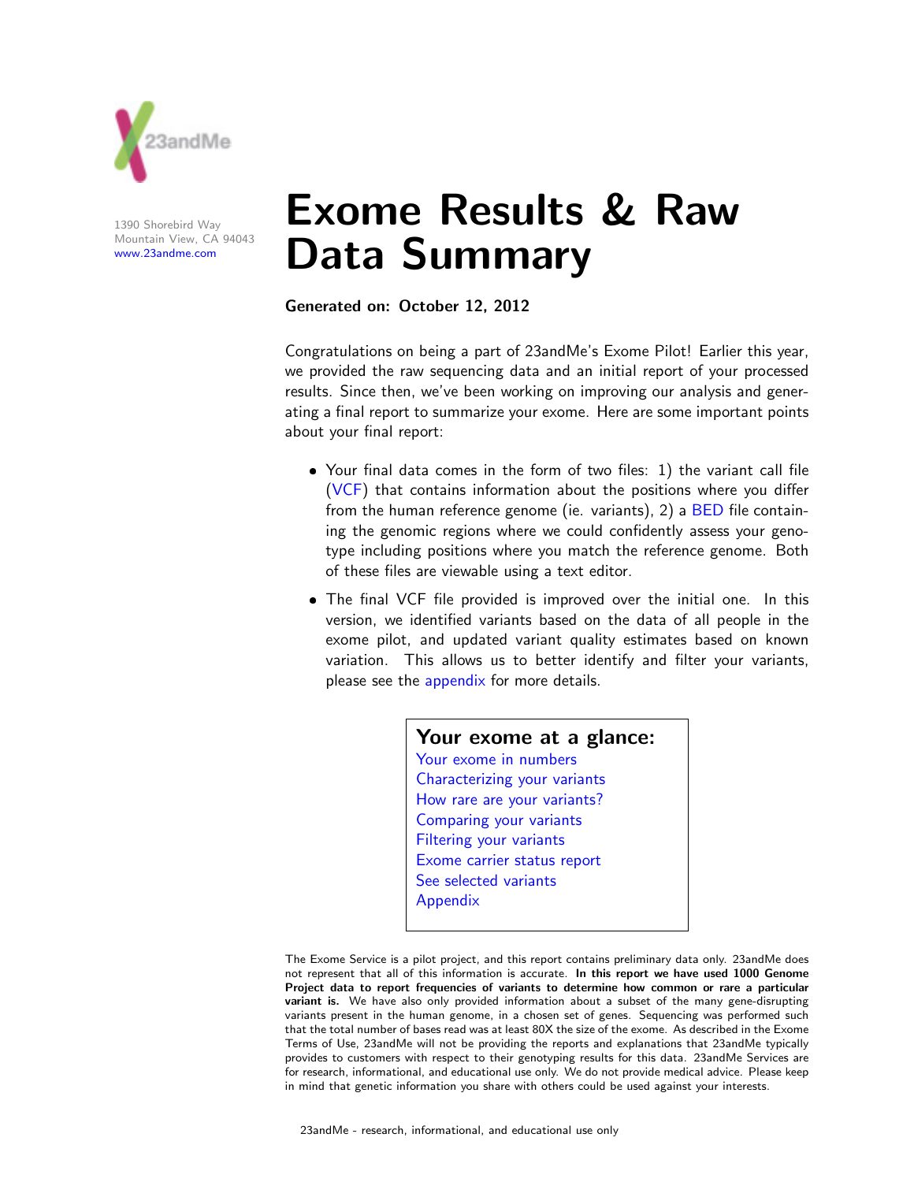1390 Shorebird Way
Mountain View, CA 94043
www.23andme.com

# Exome Results & Raw Data Summary

**Generated on: October 12, 2012**

Congratulations on being a part of 23andMe's Exome Pilot! Earlier this year, we provided the raw sequencing data and an initial report of your processed results. Since then, we've been working on improving our analysis and generating a final report to summarize your exome. Here are some important points about your final report:

- Your final data comes in the form of two files: 1) the variant call file (VCF) that contains information about the positions where you differ from the human reference genome (ie. variants), 2) a BED file containing the genomic regions where we could confidently assess your genotype including positions where you match the reference genome. Both of these files are viewable using a text editor.
- The final VCF file provided is improved over the initial one. In this version, we identified variants based on the data of all people in the exome pilot, and updated variant quality estimates based on known variation. This allows us to better identify and filter your variants, please see the appendix for more details.

## Your exome at a glance:

- Your exome in numbers
- Characterizing your variants
- How rare are your variants?
- Comparing your variants
- Filtering your variants
- Exome carrier status report
- See selected variants
- Appendix

The Exome Service is a pilot project, and this report contains preliminary data only. 23andMe does not represent that all of this information is accurate. **In this report we have used 1000 Genome Project data to report frequencies of variants to determine how common or rare a particular variant is.** We have also only provided information about a subset of the many gene-disrupting variants present in the human genome, in a chosen set of genes. Sequencing was performed such that the total number of bases read was at least 80X the size of the exome. As described in the Exome Terms of Use, 23andMe will not be providing the reports and explanations that 23andMe typically provides to customers with respect to their genotyping results for this data. 23andMe Services are for research, informational, and educational use only. We do not provide medical advice. Please keep in mind that genetic information you share with others could be used against your interests.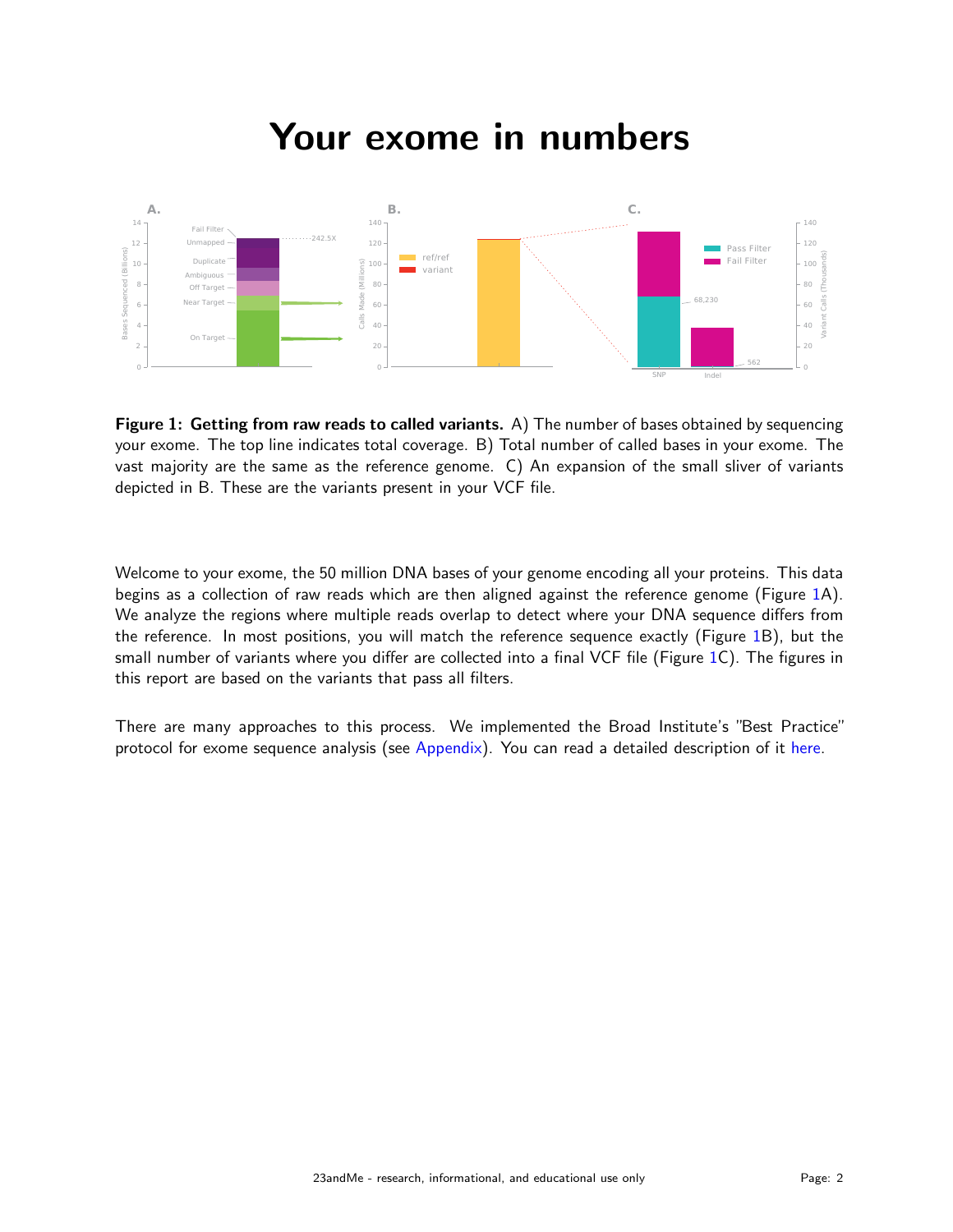# Your exome in numbers

**Figure 1: Getting from raw reads to called variants.** A) The number of bases obtained by sequencing your exome. The top line indicates total coverage. B) Total number of called bases in your exome. The vast majority are the same as the reference genome. C) An expansion of the small sliver of variants depicted in B. These are the variants present in your VCF file.

Welcome to your exome, the 50 million DNA bases of your genome encoding all your proteins. This data begins as a collection of raw reads which are then aligned against the reference genome (Figure 1A). We analyze the regions where multiple reads overlap to detect where your DNA sequence differs from the reference. In most positions, you will match the reference sequence exactly (Figure 1B), but the small number of variants where you differ are collected into a final VCF file (Figure 1C). The figures in this report are based on the variants that pass all filters.

There are many approaches to this process. We implemented the Broad Institute's "Best Practice" protocol for exome sequence analysis (see Appendix). You can read a detailed description of it here.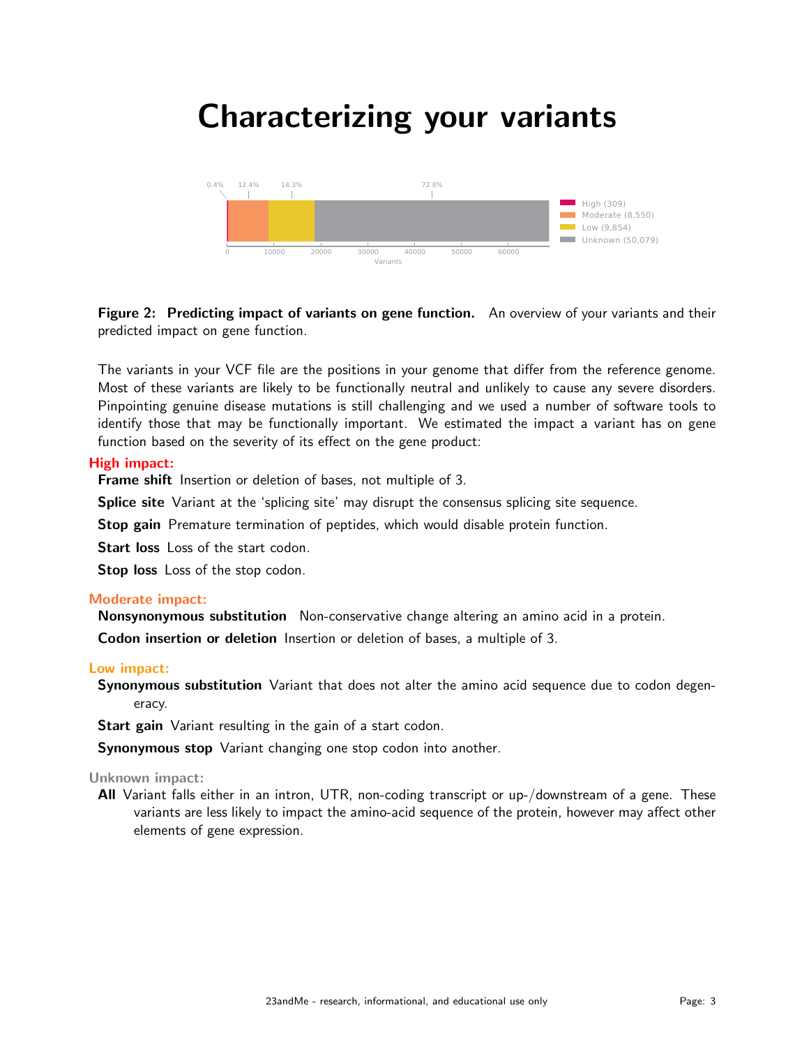# Characterizing your variants

**Figure 2: Predicting impact of variants on gene function.** An overview of your variants and their predicted impact on gene function.

The variants in your VCF file are the positions in your genome that differ from the reference genome. Most of these variants are likely to be functionally neutral and unlikely to cause any severe disorders. Pinpointing genuine disease mutations is still challenging and we used a number of software tools to identify those that may be functionally important. We estimated the impact a variant has on gene function based on the severity of its effect on the gene product:

**High impact:**

**Frame shift** Insertion or deletion of bases, not multiple of 3.

**Splice site** Variant at the 'splicing site' may disrupt the consensus splicing site sequence.

**Stop gain** Premature termination of peptides, which would disable protein function.

**Start loss** Loss of the start codon.

**Stop loss** Loss of the stop codon.

**Moderate impact:**

**Nonsynonymous substitution** Non-conservative change altering an amino acid in a protein.

**Codon insertion or deletion** Insertion or deletion of bases, a multiple of 3.

**Low impact:**

**Synonymous substitution** Variant that does not alter the amino acid sequence due to codon degeneracy.

**Start gain** Variant resulting in the gain of a start codon.

**Synonymous stop** Variant changing one stop codon into another.

**Unknown impact:**

**All** Variant falls either in an intron, UTR, non-coding transcript or up-/downstream of a gene. These variants are less likely to impact the amino-acid sequence of the protein, however may affect other elements of gene expression.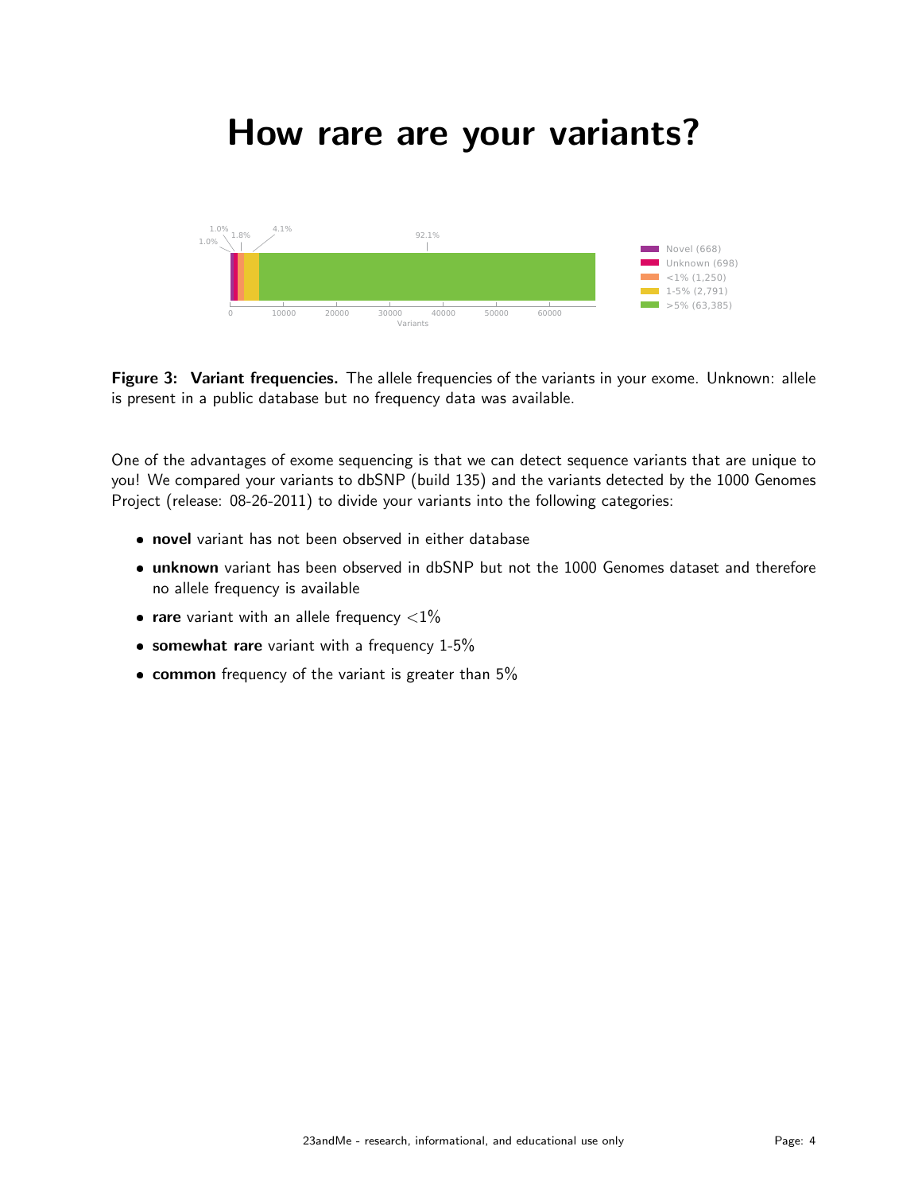# How rare are your variants?

**Figure 3: Variant frequencies.** The allele frequencies of the variants in your exome. Unknown: allele is present in a public database but no frequency data was available.

One of the advantages of exome sequencing is that we can detect sequence variants that are unique to you! We compared your variants to dbSNP (build 135) and the variants detected by the 1000 Genomes Project (release: 08-26-2011) to divide your variants into the following categories:

- **novel** variant has not been observed in either database
- **unknown** variant has been observed in dbSNP but not the 1000 Genomes dataset and therefore no allele frequency is available
- **rare** variant with an allele frequency $<1\%$
- **somewhat rare** variant with a frequency 1-5%
- **common** frequency of the variant is greater than 5%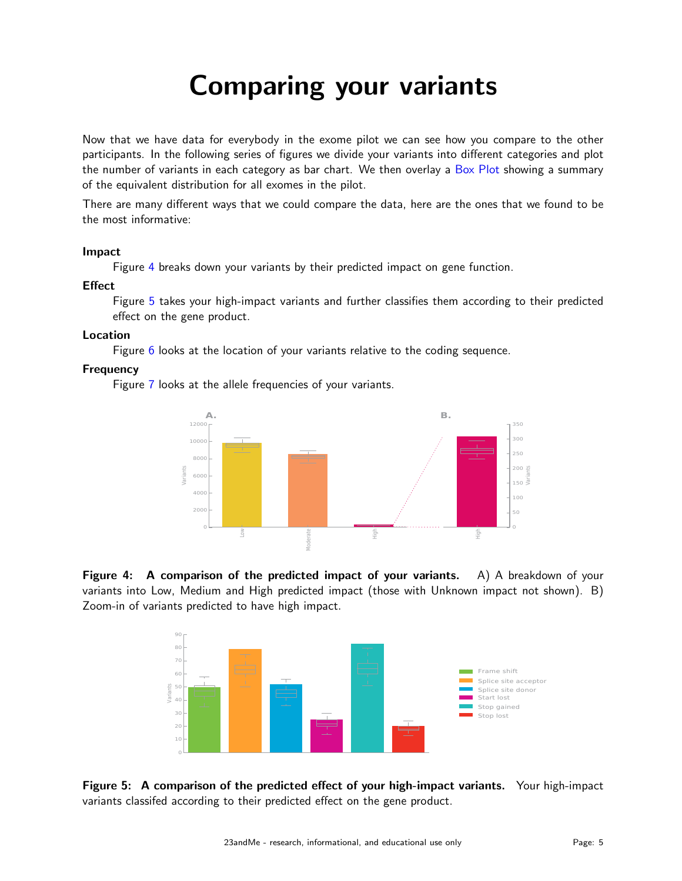# Comparing your variants

Now that we have data for everybody in the exome pilot we can see how you compare to the other participants. In the following series of figures we divide your variants into different categories and plot the number of variants in each category as bar chart. We then overlay a Box Plot showing a summary of the equivalent distribution for all exomes in the pilot.

There are many different ways that we could compare the data, here are the ones that we found to be the most informative:

**Impact**
: Figure 4 breaks down your variants by their predicted impact on gene function.

**Effect**
: Figure 5 takes your high-impact variants and further classifies them according to their predicted effect on the gene product.

**Location**
: Figure 6 looks at the location of your variants relative to the coding sequence.

**Frequency**
: Figure 7 looks at the allele frequencies of your variants.

**Figure 4: A comparison of the predicted impact of your variants.** A) A breakdown of your variants into Low, Medium and High predicted impact (those with Unknown impact not shown). B) Zoom-in of variants predicted to have high impact.

**Figure 5: A comparison of the predicted effect of your high-impact variants.** Your high-impact variants classifed according to their predicted effect on the gene product.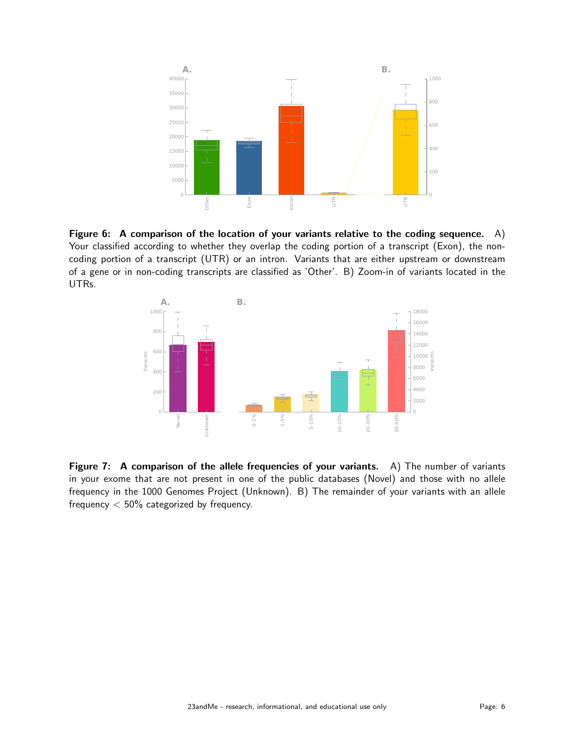**Figure 6: A comparison of the location of your variants relative to the coding sequence.** A) Your classified according to whether they overlap the coding portion of a transcript (Exon), the non-coding portion of a transcript (UTR) or an intron. Variants that are either upstream or downstream of a gene or in non-coding transcripts are classified as 'Other'. B) Zoom-in of variants located in the UTRs.

**Figure 7: A comparison of the allele frequencies of your variants.** A) The number of variants in your exome that are not present in one of the public databases (Novel) and those with no allele frequency in the 1000 Genomes Project (Unknown). B) The remainder of your variants with an allele frequency $< 50\%$ categorized by frequency.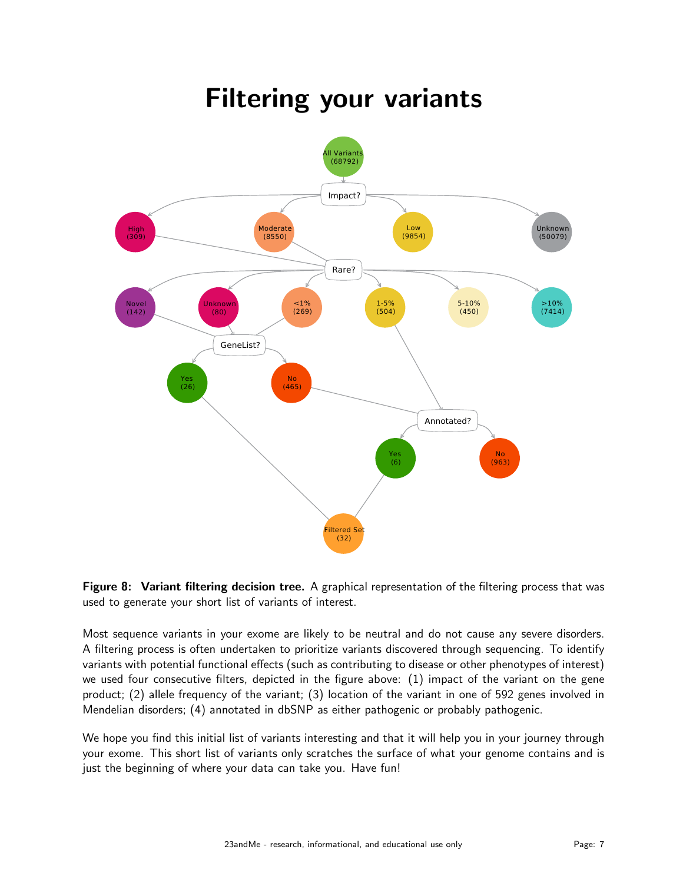# Filtering your variants

**Figure 8: Variant filtering decision tree.** A graphical representation of the filtering process that was used to generate your short list of variants of interest.

Most sequence variants in your exome are likely to be neutral and do not cause any severe disorders. A filtering process is often undertaken to prioritize variants discovered through sequencing. To identify variants with potential functional effects (such as contributing to disease or other phenotypes of interest) we used four consecutive filters, depicted in the figure above: (1) impact of the variant on the gene product; (2) allele frequency of the variant; (3) location of the variant in one of 592 genes involved in Mendelian disorders; (4) annotated in dbSNP as either pathogenic or probably pathogenic.

We hope you find this initial list of variants interesting and that it will help you in your journey through your exome. This short list of variants only scratches the surface of what your genome contains and is just the beginning of where your data can take you. Have fun!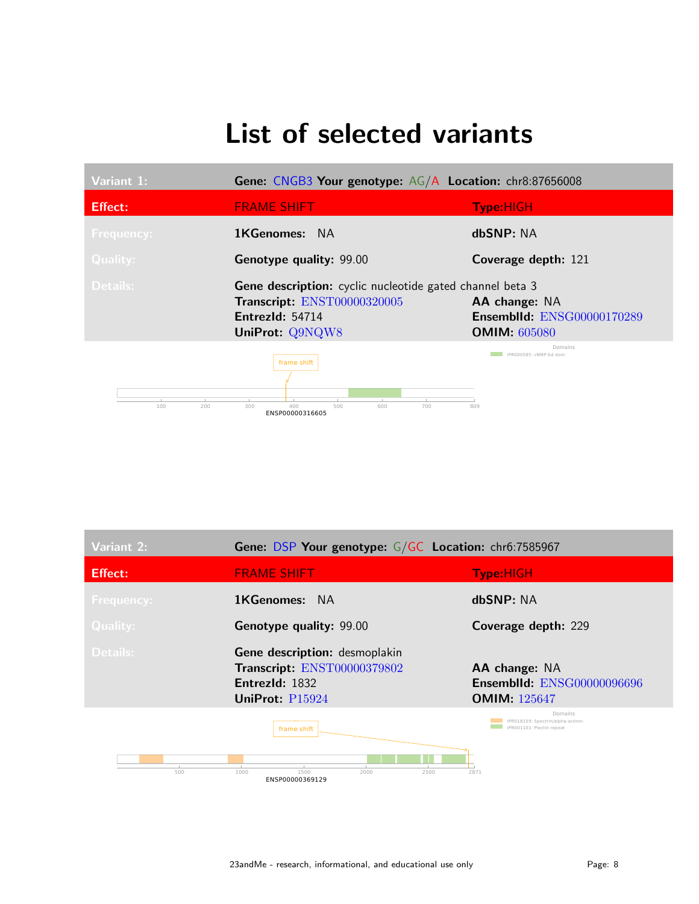# List of selected variants

| Variant 1: | Gene: CNGB3 Your genotype: AG/A Location: chr8:87656008 | |
|---|---|---|
| Effect: | FRAME SHIFT | Type:HIGH |
| Frequency: | **1KGenomes:** NA | **dbSNP:** NA |
| Quality: | **Genotype quality:** 99.00 | **Coverage depth:** 121 |
| Details: | **Gene description:** cyclic nucleotide gated channel beta 3 | |
| | **Transcript:** ENST00000320005 | **AA change:** NA |
| | **EntrezId:** 54714 | **EnsemblId:** ENSG00000170289 |
| | **UniProt:** Q9NQW8 | **OMIM:** 605080 |

frame shift

Domains: IPR000595: cNMP-bd dom

ENSP00000316605

| Variant 2: | Gene: DSP Your genotype: G/GC Location: chr6:7585967 | |
|---|---|---|
| Effect: | FRAME SHIFT | Type:HIGH |
| Frequency: | **1KGenomes:** NA | **dbSNP:** NA |
| Quality: | **Genotype quality:** 99.00 | **Coverage depth:** 229 |
| Details: | **Gene description:** desmoplakin | |
| | **Transcript:** ENST00000379802 | **AA change:** NA |
| | **EntrezId:** 1832 | **EnsemblId:** ENSG00000096696 |
| | **UniProt:** P15924 | **OMIM:** 125647 |

frame shift

Domains: IPR018159: Spectrin/alpha-actinin; IPR001101: Plectin repeat

ENSP00000369129

23andMe - research, informational, and educational use only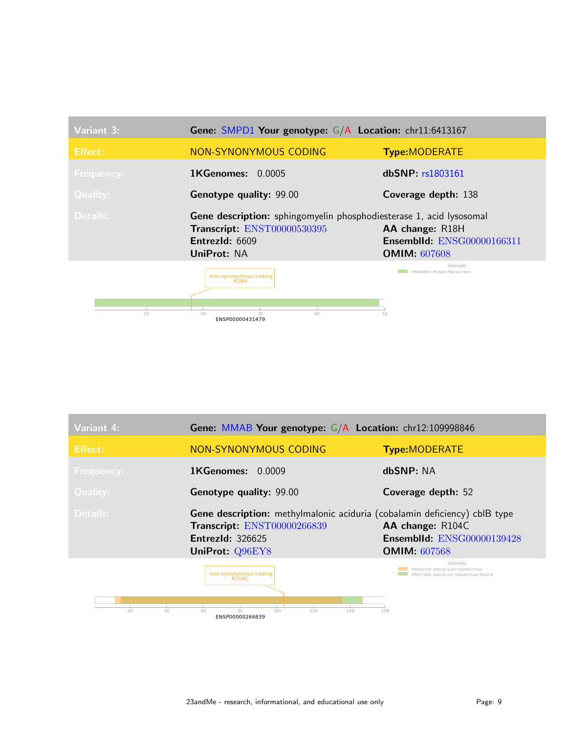| Variant 3: | Gene: SMPD1 Your genotype: G/A Location: chr11:6413167 | |
|---|---|---|
| Effect: | NON-SYNONYMOUS CODING | Type:MODERATE |
| Frequency: | 1KGenomes: 0.0005 | dbSNP: rs1803161 |
| Quality: | Genotype quality: 99.00 | Coverage depth: 138 |
| Details: | Gene description: sphingomyelin phosphodiesterase 1, acid lysosomal | |
| | Transcript: ENST00000530395 | AA change: R18H |
| | EntrezId: 6609 | EnsemblId: ENSG00000166311 |
| | UniProt: NA | OMIM: 607608 |

non-synonymous coding R18H

Domains: IPR004843: Metallo PEstase dom

ENSP00000431479

| Variant 4: | Gene: MMAB Your genotype: G/A Location: chr12:109998846 | |
|---|---|---|
| Effect: | NON-SYNONYMOUS CODING | Type:MODERATE |
| Frequency: | 1KGenomes: 0.0009 | dbSNP: NA |
| Quality: | Genotype quality: 99.00 | Coverage depth: 52 |
| Details: | Gene description: methylmalonic aciduria (cobalamin deficiency) cblB type | |
| | Transcript: ENST00000266839 | AA change: R104C |
| | EntrezId: 326625 | EnsemblId: ENSG00000139428 |
| | UniProt: Q96EY8 | OMIM: 607568 |

non-synonymous coding R104C

Domains: IPR002779: AdoCbl synth CblAdoTrfase; IPR017858: AdoCbl syn CblAdoTrfase PduO N

ENSP00000266839

23andMe - research, informational, and educational use only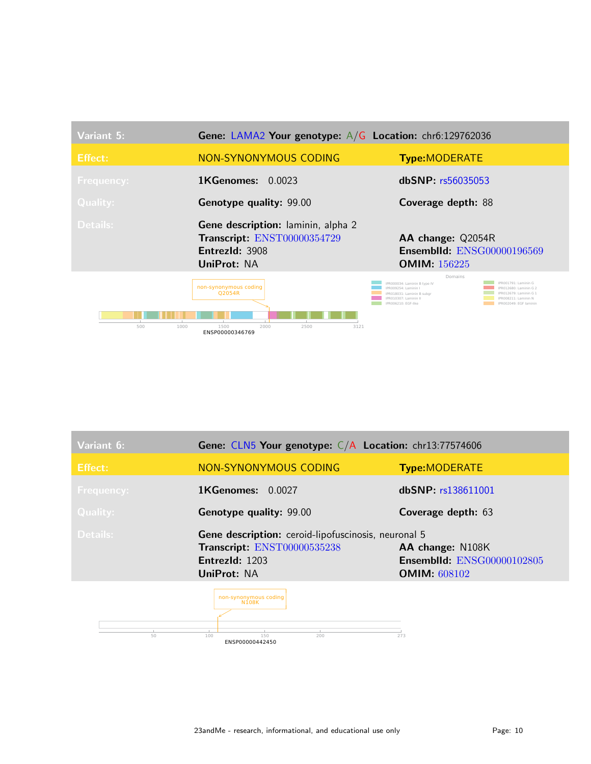| Variant 5: | Gene: LAMA2 Your genotype: A/G Location: chr6:129762036 | |
|---|---|---|
| Effect: | NON-SYNONYMOUS CODING | Type: MODERATE |
| Frequency: | 1KGenomes: 0.0023 | dbSNP: rs56035053 |
| Quality: | Genotype quality: 99.00 | Coverage depth: 88 |
| Details: | Gene description: laminin, alpha 2<br>Transcript: ENST00000354729<br>EntrezId: 3908<br>UniProt: NA | AA change: Q2054R<br>EnsemblId: ENSG00000196569<br>OMIM: 156225 |

non-synonymous coding Q2054R

ENSP00000346769

Domains: IPR000034: Laminin B type IV; IPR009254: Laminin I; IPR018031: Laminin B subgr; IPR010307: Laminin II; IPR006210: EGF-like; IPR001791: Laminin G; IPR012680: Laminin G 2; IPR012679: Laminin G 1; IPR008211: Laminin N; IPR002049: EGF laminin

| Variant 6: | Gene: CLN5 Your genotype: C/A Location: chr13:77574606 | |
|---|---|---|
| Effect: | NON-SYNONYMOUS CODING | Type: MODERATE |
| Frequency: | 1KGenomes: 0.0027 | dbSNP: rs138611001 |
| Quality: | Genotype quality: 99.00 | Coverage depth: 63 |
| Details: | Gene description: ceroid-lipofuscinosis, neuronal 5<br>Transcript: ENST00000535238<br>EntrezId: 1203<br>UniProt: NA | AA change: N108K<br>EnsemblId: ENSG00000102805<br>OMIM: 608102 |

non-synonymous coding N108K

ENSP00000442450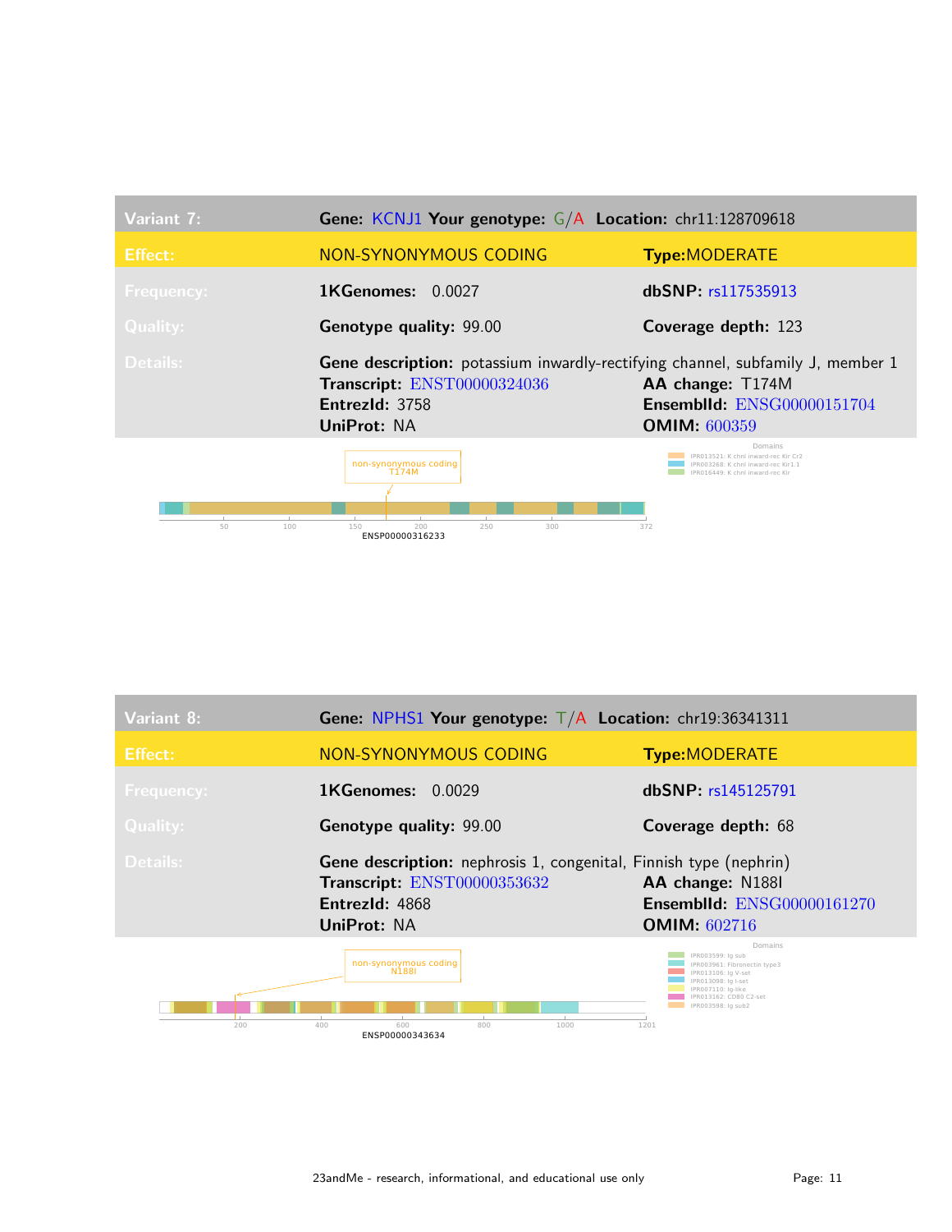| Variant 7: | Gene: KCNJ1 Your genotype: G/A Location: chr11:128709618 | |
|---|---|---|
| Effect: | NON-SYNONYMOUS CODING | Type: MODERATE |
| Frequency: | 1KGenomes: 0.0027 | dbSNP: rs117535913 |
| Quality: | Genotype quality: 99.00 | Coverage depth: 123 |
| Details: | Gene description: potassium inwardly-rectifying channel, subfamily J, member 1 | |
| | Transcript: ENST00000324036 | AA change: T174M |
| | EntrezId: 3758 | EnsemblId: ENSG00000151704 |
| | UniProt: NA | OMIM: 600359 |

non-synonymous coding T174M

ENSP00000316233

Domains
- IPR013521: K chnl inward-rec Kir Cr2
- IPR003268: K chnl inward-rec Kir1.1
- IPR016449: K chnl inward-rec Kir

| Variant 8: | Gene: NPHS1 Your genotype: T/A Location: chr19:36341311 | |
|---|---|---|
| Effect: | NON-SYNONYMOUS CODING | Type: MODERATE |
| Frequency: | 1KGenomes: 0.0029 | dbSNP: rs145125791 |
| Quality: | Genotype quality: 99.00 | Coverage depth: 68 |
| Details: | Gene description: nephrosis 1, congenital, Finnish type (nephrin) | |
| | Transcript: ENST00000353632 | AA change: N188I |
| | EntrezId: 4868 | EnsemblId: ENSG00000161270 |
| | UniProt: NA | OMIM: 602716 |

non-synonymous coding N188I

ENSP00000343634

Domains
- IPR003599: Ig sub
- IPR003961: Fibronectin type3
- IPR013106: Ig V-set
- IPR013098: Ig I-set
- IPR007110: Ig-like
- IPR013162: CD80 C2-set
- IPR003598: Ig sub2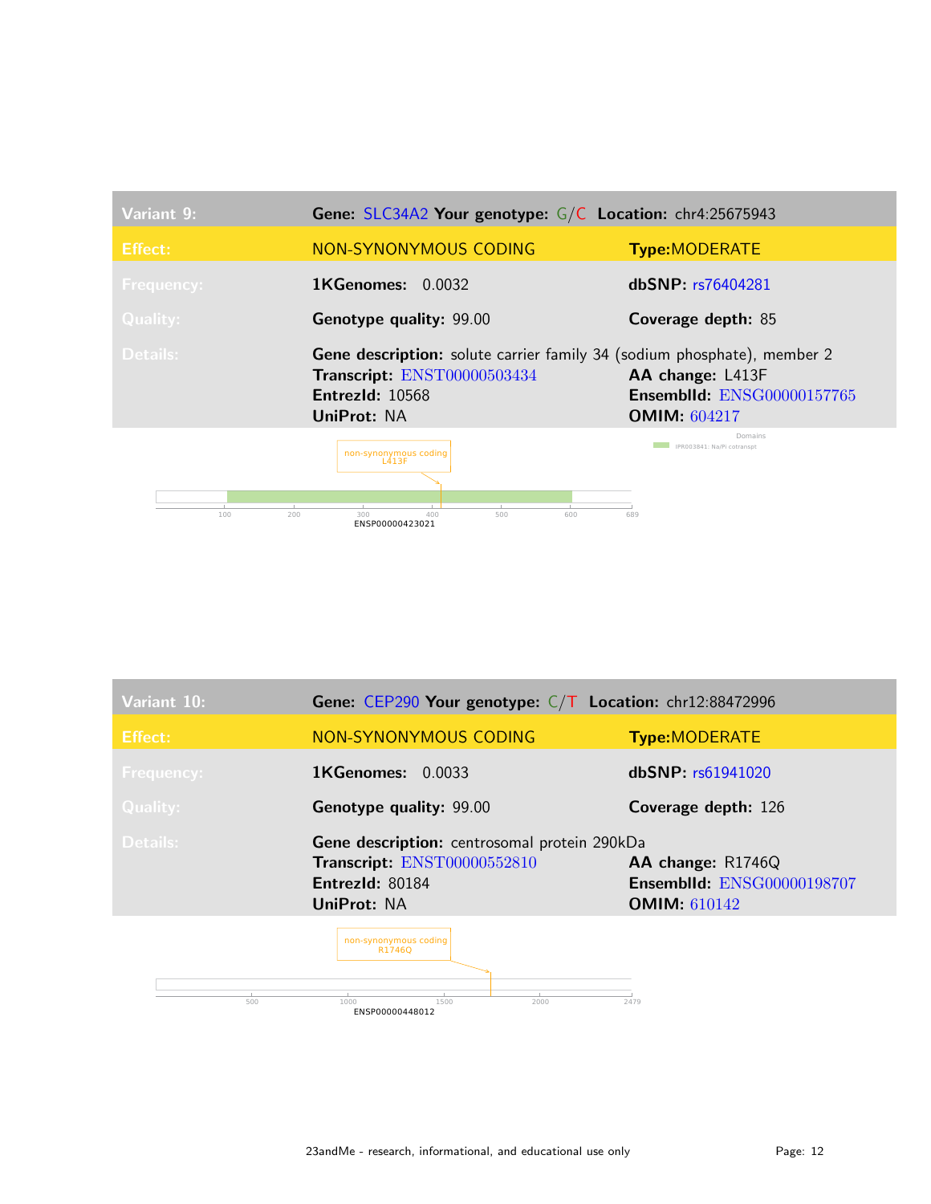| Variant 9: | Gene: SLC34A2 Your genotype: G/C Location: chr4:25675943 | |
|---|---|---|
| Effect: | NON-SYNONYMOUS CODING | Type: MODERATE |
| Frequency: | 1KGenomes: 0.0032 | dbSNP: rs76404281 |
| Quality: | Genotype quality: 99.00 | Coverage depth: 85 |
| Details: | Gene description: solute carrier family 34 (sodium phosphate), member 2 | |
| | Transcript: ENST00000503434 | AA change: L413F |
| | EntrezId: 10568 | EnsemblId: ENSG00000157765 |
| | UniProt: NA | OMIM: 604217 |

non-synonymous coding L413F

Domains: IPR003841: Na/Pi cotranspt

ENSP00000423021 (100, 200, 300, 400, 500, 600, 689)

| Variant 10: | Gene: CEP290 Your genotype: C/T Location: chr12:88472996 | |
|---|---|---|
| Effect: | NON-SYNONYMOUS CODING | Type: MODERATE |
| Frequency: | 1KGenomes: 0.0033 | dbSNP: rs61941020 |
| Quality: | Genotype quality: 99.00 | Coverage depth: 126 |
| Details: | Gene description: centrosomal protein 290kDa | |
| | Transcript: ENST00000552810 | AA change: R1746Q |
| | EntrezId: 80184 | EnsemblId: ENSG00000198707 |
| | UniProt: NA | OMIM: 610142 |

non-synonymous coding R1746Q

ENSP00000448012 (500, 1000, 1500, 2000, 2479)

23andMe - research, informational, and educational use only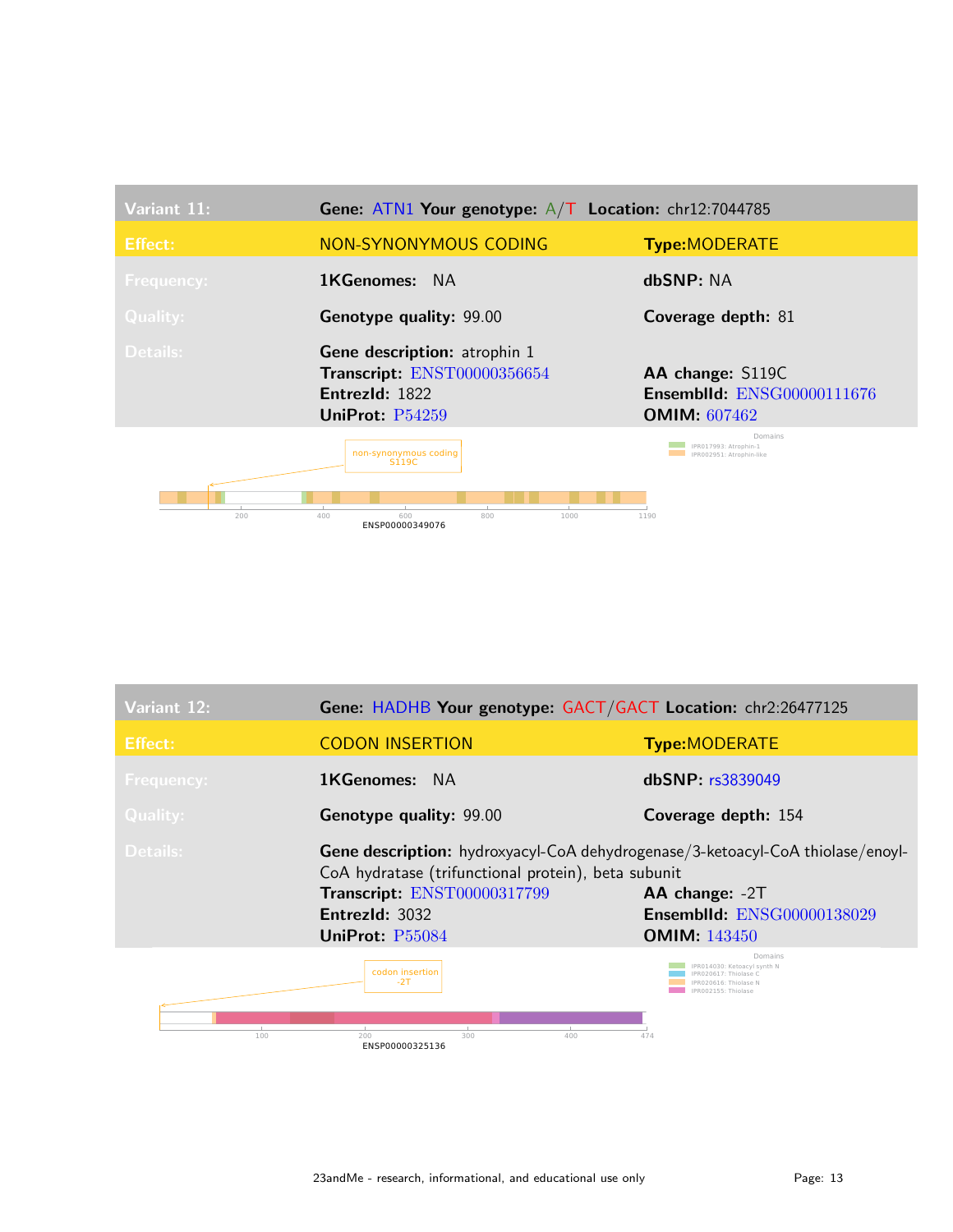| Variant 11: | Gene: ATN1 Your genotype: A/T Location: chr12:7044785 | |
|---|---|---|
| Effect: | NON-SYNONYMOUS CODING | Type: MODERATE |
| Frequency: | 1KGenomes: NA | dbSNP: NA |
| Quality: | Genotype quality: 99.00 | Coverage depth: 81 |
| Details: | Gene description: atrophin 1 | |
| | Transcript: ENST00000356654 | AA change: S119C |
| | EntrezId: 1822 | EnsemblId: ENSG00000111676 |
| | UniProt: P54259 | OMIM: 607462 |

non-synonymous coding S119C

Domains
IPR017993: Atrophin-1
IPR002951: Atrophin-like

200 400 600 800 1000 1190
ENSP00000349076

| Variant 12: | Gene: HADHB Your genotype: GACT/GACT Location: chr2:26477125 | |
|---|---|---|
| Effect: | CODON INSERTION | Type: MODERATE |
| Frequency: | 1KGenomes: NA | dbSNP: rs3839049 |
| Quality: | Genotype quality: 99.00 | Coverage depth: 154 |
| Details: | Gene description: hydroxyacyl-CoA dehydrogenase/3-ketoacyl-CoA thiolase/enoyl-CoA hydratase (trifunctional protein), beta subunit | |
| | Transcript: ENST00000317799 | AA change: -2T |
| | EntrezId: 3032 | EnsemblId: ENSG00000138029 |
| | UniProt: P55084 | OMIM: 143450 |

codon insertion -2T

Domains
IPR014030: Ketoacyl synth N
IPR020617: Thiolase C
IPR020616: Thiolase N
IPR002155: Thiolase

100 200 300 400 474
ENSP00000325136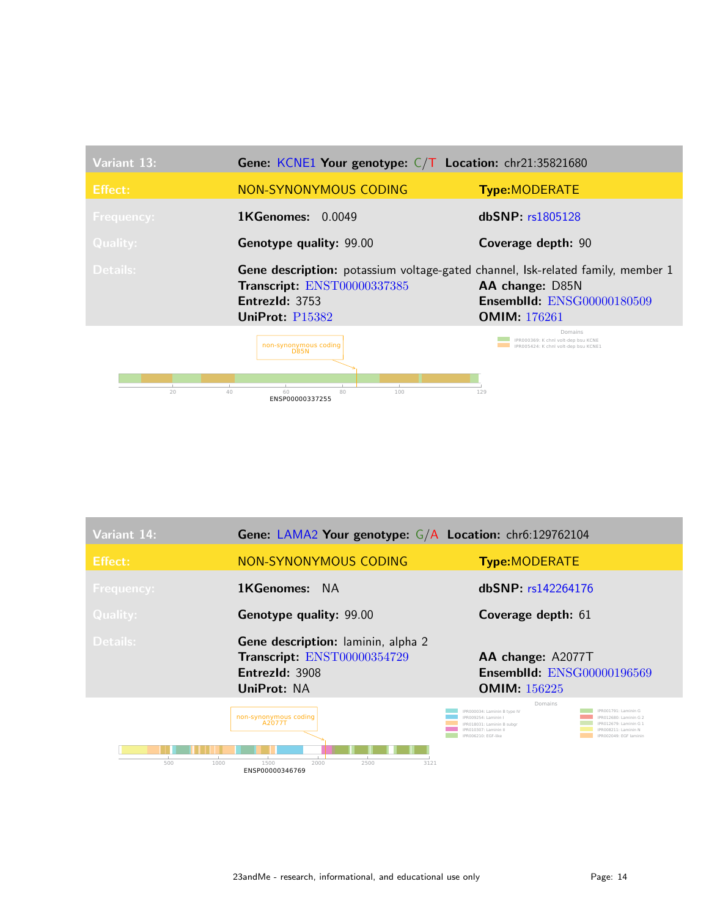| Variant 13: | Gene: KCNE1 Your genotype: C/T Location: chr21:35821680 | |
|---|---|---|
| Effect: | NON-SYNONYMOUS CODING | Type: MODERATE |
| Frequency: | 1KGenomes: 0.0049 | dbSNP: rs1805128 |
| Quality: | Genotype quality: 99.00 | Coverage depth: 90 |
| Details: | Gene description: potassium voltage-gated channel, Isk-related family, member 1 | |
| | Transcript: ENST00000337385 | AA change: D85N |
| | EntrezId: 3753 | EnsemblId: ENSG00000180509 |
| | UniProt: P15382 | OMIM: 176261 |

non-synonymous coding
D85N

ENSP00000337255

Domains
IPR000369: K chnl volt-dep bsu KCNE
IPR005424: K chnl volt-dep bsu KCNE1

| Variant 14: | Gene: LAMA2 Your genotype: G/A Location: chr6:129762104 | |
|---|---|---|
| Effect: | NON-SYNONYMOUS CODING | Type: MODERATE |
| Frequency: | 1KGenomes: NA | dbSNP: rs142264176 |
| Quality: | Genotype quality: 99.00 | Coverage depth: 61 |
| Details: | Gene description: laminin, alpha 2 | |
| | Transcript: ENST00000354729 | AA change: A2077T |
| | EntrezId: 3908 | EnsemblId: ENSG00000196569 |
| | UniProt: NA | OMIM: 156225 |

non-synonymous coding
A2077T

ENSP00000346769

Domains
IPR000034: Laminin B type IV
IPR009254: Laminin I
IPR018031: Laminin B subgr
IPR010307: Laminin II
IPR006210: EGF-like
IPR001791: Laminin G
IPR012680: Laminin G 2
IPR012679: Laminin G 1
IPR008211: Laminin N
IPR002049: EGF laminin

23andMe - research, informational, and educational use only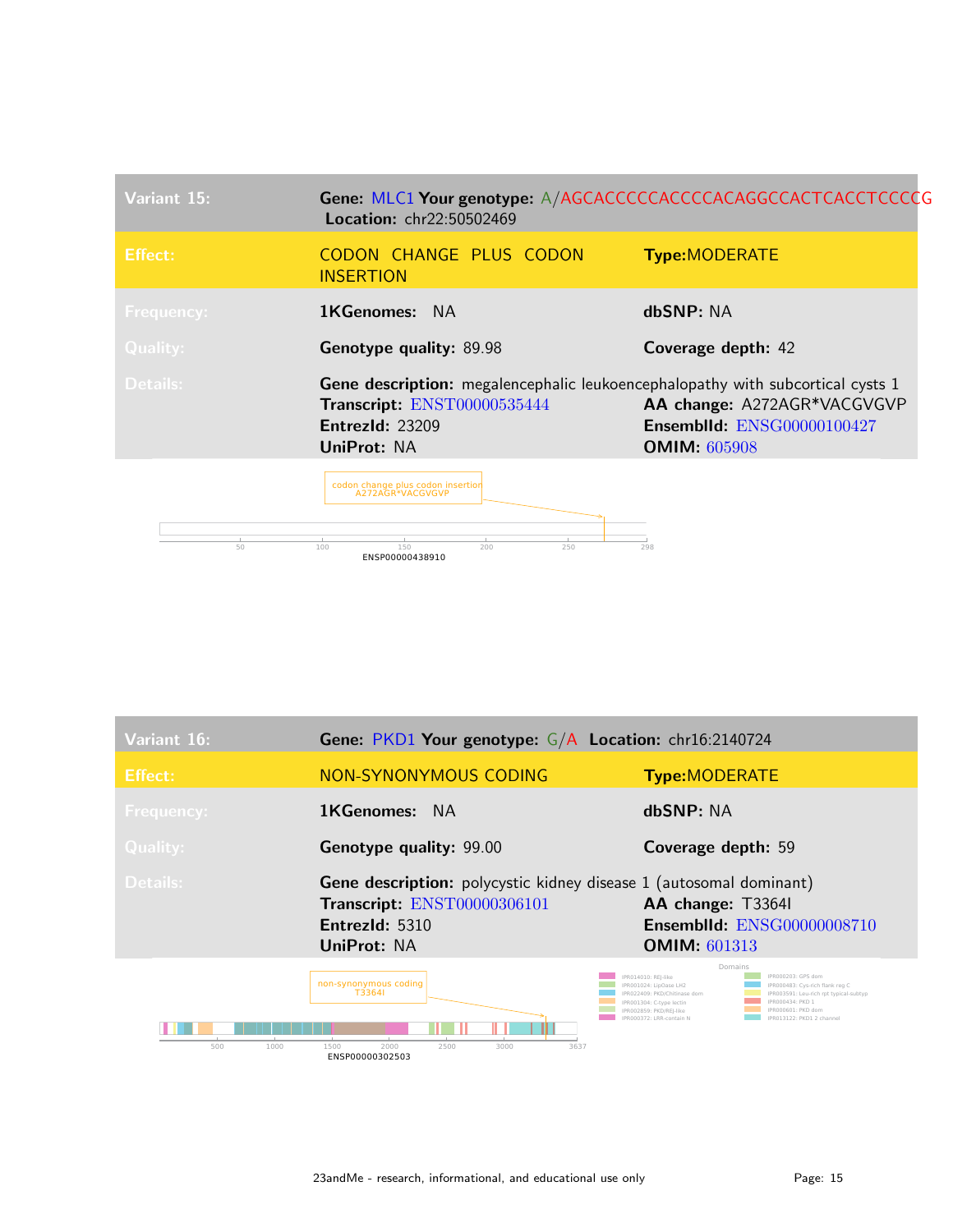## Variant 15:

| | | |
|---|---|---|
| **Variant 15:** | **Gene:** MLC1 **Your genotype:** A/AGCACCCCCACCCCACAGGCCACTCACCTCCCCG **Location:** chr22:50502469 | |
| **Effect:** | CODON CHANGE PLUS CODON INSERTION | **Type:** MODERATE |
| **Frequency:** | **1KGenomes:** NA | **dbSNP:** NA |
| **Quality:** | **Genotype quality:** 89.98 | **Coverage depth:** 42 |
| **Details:** | **Gene description:** megalencephalic leukoencephalopathy with subcortical cysts 1 | |
| | **Transcript:** ENST00000535444 | **AA change:** A272AGR*VACGVGVP |
| | **EntrezId:** 23209 | **EnsemblId:** ENSG00000100427 |
| | **UniProt:** NA | **OMIM:** 605908 |

codon change plus codon insertion
A272AGR*VACGVGVP

50 100 150 200 250 298
ENSP00000438910

## Variant 16:

| | | |
|---|---|---|
| **Variant 16:** | **Gene:** PKD1 **Your genotype:** G/A **Location:** chr16:2140724 | |
| **Effect:** | NON-SYNONYMOUS CODING | **Type:** MODERATE |
| **Frequency:** | **1KGenomes:** NA | **dbSNP:** NA |
| **Quality:** | **Genotype quality:** 99.00 | **Coverage depth:** 59 |
| **Details:** | **Gene description:** polycystic kidney disease 1 (autosomal dominant) | |
| | **Transcript:** ENST00000306101 | **AA change:** T3364I |
| | **EntrezId:** 5310 | **EnsemblId:** ENSG00000008710 |
| | **UniProt:** NA | **OMIM:** 601313 |

non-synonymous coding
T3364I

500 1000 1500 2000 2500 3000 3637
ENSP00000302503

Domains
- IPR014010: REJ-like
- IPR001024: LipOase LH2
- IPR022409: PKD/Chitinase dom
- IPR001304: C-type lectin
- IPR002859: PKD/REJ-like
- IPR000372: LRR-contain N
- IPR000203: GPS dom
- IPR000483: Cys-rich flank reg C
- IPR003591: Leu-rich rpt typical-subtyp
- IPR000434: PKD 1
- IPR000601: PKD dom
- IPR013122: PKD1 2 channel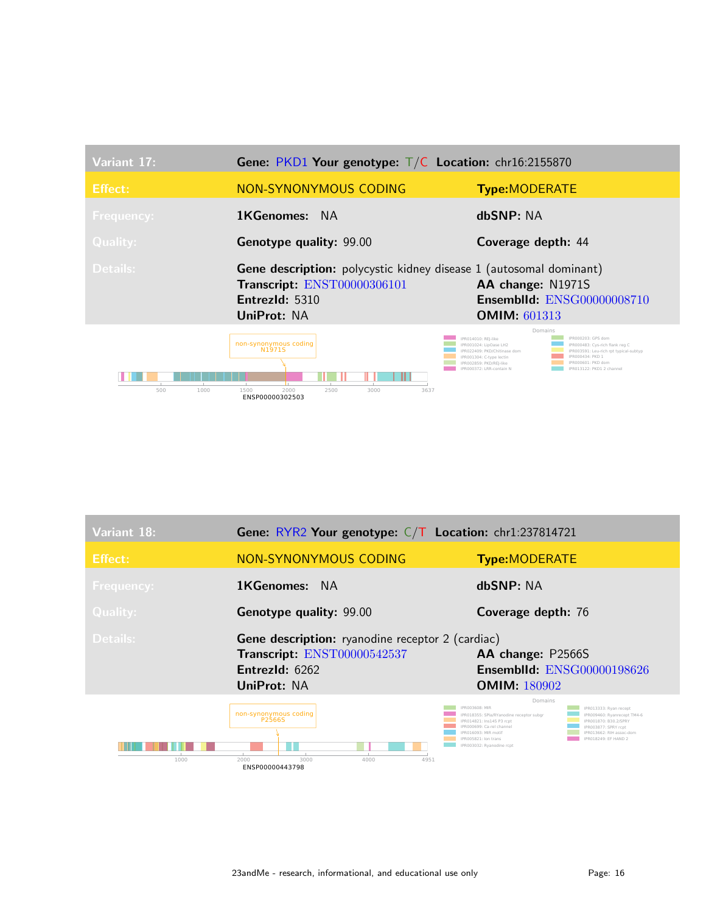| Variant 17: | Gene: PKD1 Your genotype: T/C Location: chr16:2155870 | |
|---|---|---|
| Effect: | NON-SYNONYMOUS CODING | Type:MODERATE |
| Frequency: | 1KGenomes: NA | dbSNP: NA |
| Quality: | Genotype quality: 99.00 | Coverage depth: 44 |
| Details: | Gene description: polycystic kidney disease 1 (autosomal dominant) | |
| | Transcript: ENST00000306101 | AA change: N1971S |
| | EntrezId: 5310 | EnsemblId: ENSG00000008710 |
| | UniProt: NA | OMIM: 601313 |

non-synonymous coding
N1971S

500 1000 1500 2000 2500 3000 3637

ENSP00000302503

Domains

- IPR014010: REJ-like
- IPR001024: LipOase LH2
- IPR022409: PKD/Chitinase dom
- IPR001304: C-type lectin
- IPR002859: PKD/REJ-like
- IPR000372: LRR-contain N
- IPR000203: GPS dom
- IPR000483: Cys-rich flank reg C
- IPR003591: Leu-rich rpt typical-subtyp
- IPR000434: PKD 1
- IPR000601: PKD dom
- IPR013122: PKD1 2 channel

| Variant 18: | Gene: RYR2 Your genotype: C/T Location: chr1:237814721 | |
|---|---|---|
| Effect: | NON-SYNONYMOUS CODING | Type:MODERATE |
| Frequency: | 1KGenomes: NA | dbSNP: NA |
| Quality: | Genotype quality: 99.00 | Coverage depth: 76 |
| Details: | Gene description: ryanodine receptor 2 (cardiac) | |
| | Transcript: ENST00000542537 | AA change: P2566S |
| | EntrezId: 6262 | EnsemblId: ENSG00000198626 |
| | UniProt: NA | OMIM: 180902 |

non-synonymous coding
P2566S

1000 2000 3000 4000 4951

ENSP00000443798

Domains

- IPR003608: MIR
- IPR018355: SPla/RYanodine receptor subgr
- IPR014821: Ins145 P3 rcpt
- IPR000699: Ca-rel channel
- IPR016093: MIR motif
- IPR005821: Ion trans
- IPR003032: Ryanodine rcpt
- IPR013333: Ryan recept
- IPR009460: Ryanrecept TM4-6
- IPR001870: B30.2/SPRY
- IPR003877: SPRY rcpt
- IPR013662: RIH assoc-dom
- IPR018249: EF HAND 2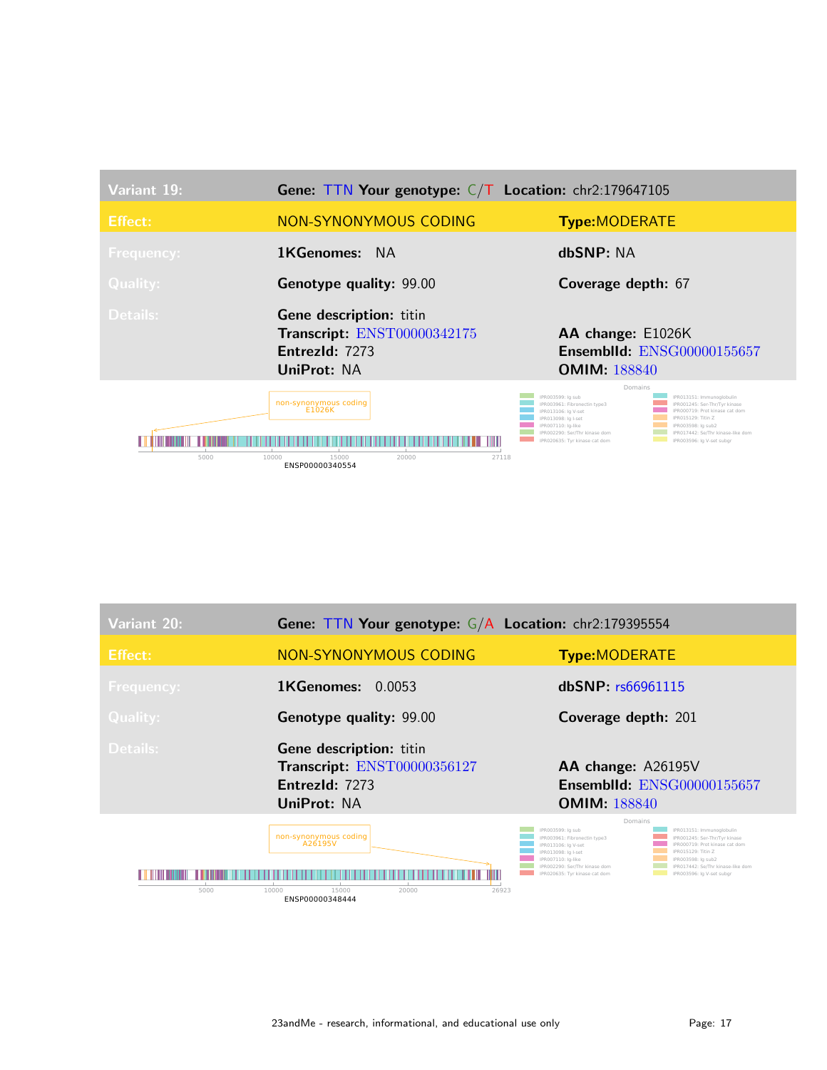| Variant 19: | Gene: TTN Your genotype: C/T Location: chr2:179647105 | |
|---|---|---|
| Effect: | NON-SYNONYMOUS CODING | Type: MODERATE |
| Frequency: | 1KGenomes: NA | dbSNP: NA |
| Quality: | Genotype quality: 99.00 | Coverage depth: 67 |
| Details: | Gene description: titin<br>Transcript: ENST00000342175<br>EntrezId: 7273<br>UniProt: NA | AA change: E1026K<br>EnsemblId: ENSG00000155657<br>OMIM: 188840 |

non-synonymous coding
E1026K

5000 10000 15000 20000 27118
ENSP00000340554

Domains

- IPR003599: Ig sub
- IPR003961: Fibronectin type3
- IPR013106: Ig V-set
- IPR013098: Ig I-set
- IPR007110: Ig-like
- IPR002290: Ser/Thr kinase dom
- IPR020635: Tyr kinase cat dom
- IPR013151: Immunoglobulin
- IPR001245: Ser-Thr/Tyr kinase
- IPR000719: Prot kinase cat dom
- IPR015129: Titin Z
- IPR003598: Ig sub2
- IPR017442: Se/Thr kinase-like dom
- IPR003596: Ig V-set subgr

| Variant 20: | Gene: TTN Your genotype: G/A Location: chr2:179395554 | |
|---|---|---|
| Effect: | NON-SYNONYMOUS CODING | Type: MODERATE |
| Frequency: | 1KGenomes: 0.0053 | dbSNP: rs66961115 |
| Quality: | Genotype quality: 99.00 | Coverage depth: 201 |
| Details: | Gene description: titin<br>Transcript: ENST00000356127<br>EntrezId: 7273<br>UniProt: NA | AA change: A26195V<br>EnsemblId: ENSG00000155657<br>OMIM: 188840 |

non-synonymous coding
A26195V

5000 10000 15000 20000 26923
ENSP00000348444

Domains

- IPR003599: Ig sub
- IPR003961: Fibronectin type3
- IPR013106: Ig V-set
- IPR013098: Ig I-set
- IPR007110: Ig-like
- IPR002290: Ser/Thr kinase dom
- IPR020635: Tyr kinase cat dom
- IPR013151: Immunoglobulin
- IPR001245: Ser-Thr/Tyr kinase
- IPR000719: Prot kinase cat dom
- IPR015129: Titin Z
- IPR003598: Ig sub2
- IPR017442: Se/Thr kinase-like dom
- IPR003596: Ig V-set subgr

23andMe - research, informational, and educational use only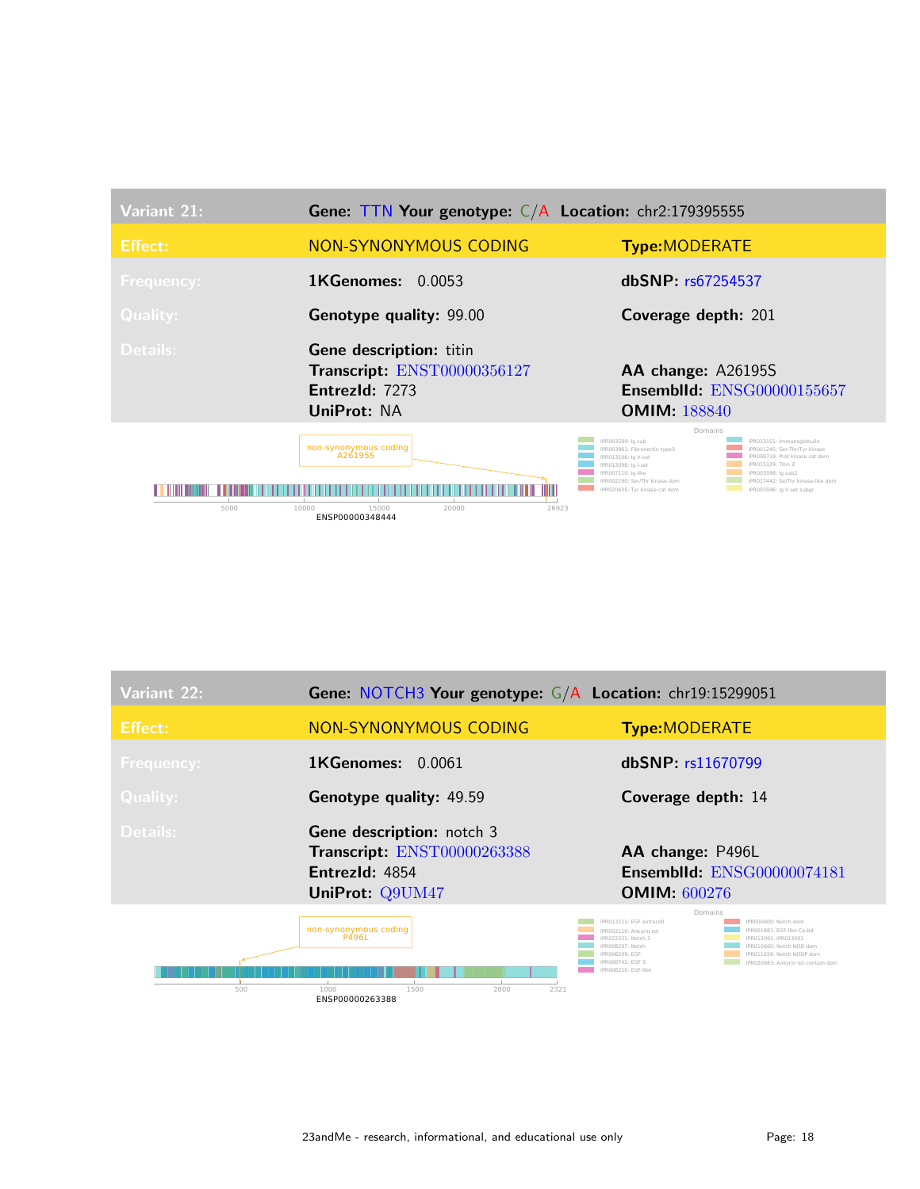| Variant 21: | Gene: TTN Your genotype: C/A Location: chr2:179395555 | |
| --- | --- | --- |
| Effect: | NON-SYNONYMOUS CODING | Type: MODERATE |
| Frequency: | 1KGenomes: 0.0053 | dbSNP: rs67254537 |
| Quality: | Genotype quality: 99.00 | Coverage depth: 201 |
| Details: | Gene description: titin | |
| | Transcript: ENST00000356127 | AA change: A26195S |
| | EntrezId: 7273 | EnsemblId: ENSG00000155657 |
| | UniProt: NA | OMIM: 188840 |

non-synonymous coding A26195S

ENSP00000348444

Domains: IPR003599: Ig sub; IPR003961: Fibronectin type3; IPR013106: Ig V-set; IPR013098: Ig I-set; IPR007110: Ig-like; IPR002290: Ser/Thr kinase dom; IPR020635: Tyr kinase cat dom; IPR013151: Immunoglobulin; IPR001245: Ser-Thr/Tyr kinase; IPR000719: Prot kinase cat dom; IPR015129: Titin Z; IPR003598: Ig sub2; IPR017442: Ser/Thr kinase-like dom; IPR003596: Ig V-set subgr

| Variant 22: | Gene: NOTCH3 Your genotype: G/A Location: chr19:15299051 | |
| --- | --- | --- |
| Effect: | NON-SYNONYMOUS CODING | Type: MODERATE |
| Frequency: | 1KGenomes: 0.0061 | dbSNP: rs11670799 |
| Quality: | Genotype quality: 49.59 | Coverage depth: 14 |
| Details: | Gene description: notch 3 | |
| | Transcript: ENST00000263388 | AA change: P496L |
| | EntrezId: 4854 | EnsemblId: ENSG00000074181 |
| | UniProt: Q9UM47 | OMIM: 600276 |

non-synonymous coding P496L

ENSP00000263388

Domains: IPR013111: EGF extracell; IPR002110: Ankyrin rpt; IPR022331: Notch 3; IPR008297: Notch; IPR006209: EGF; IPR000742: EGF 3; IPR006210: EGF-like; IPR000800: Notch dom; IPR001881: EGF-like Ca-bd; IPR013091: IPR013091; IPR010660: Notch NOD dom; IPR011656: Notch NODP dom; IPR020683: Ankyrin rpt-contain dom

23andMe - research, informational, and educational use only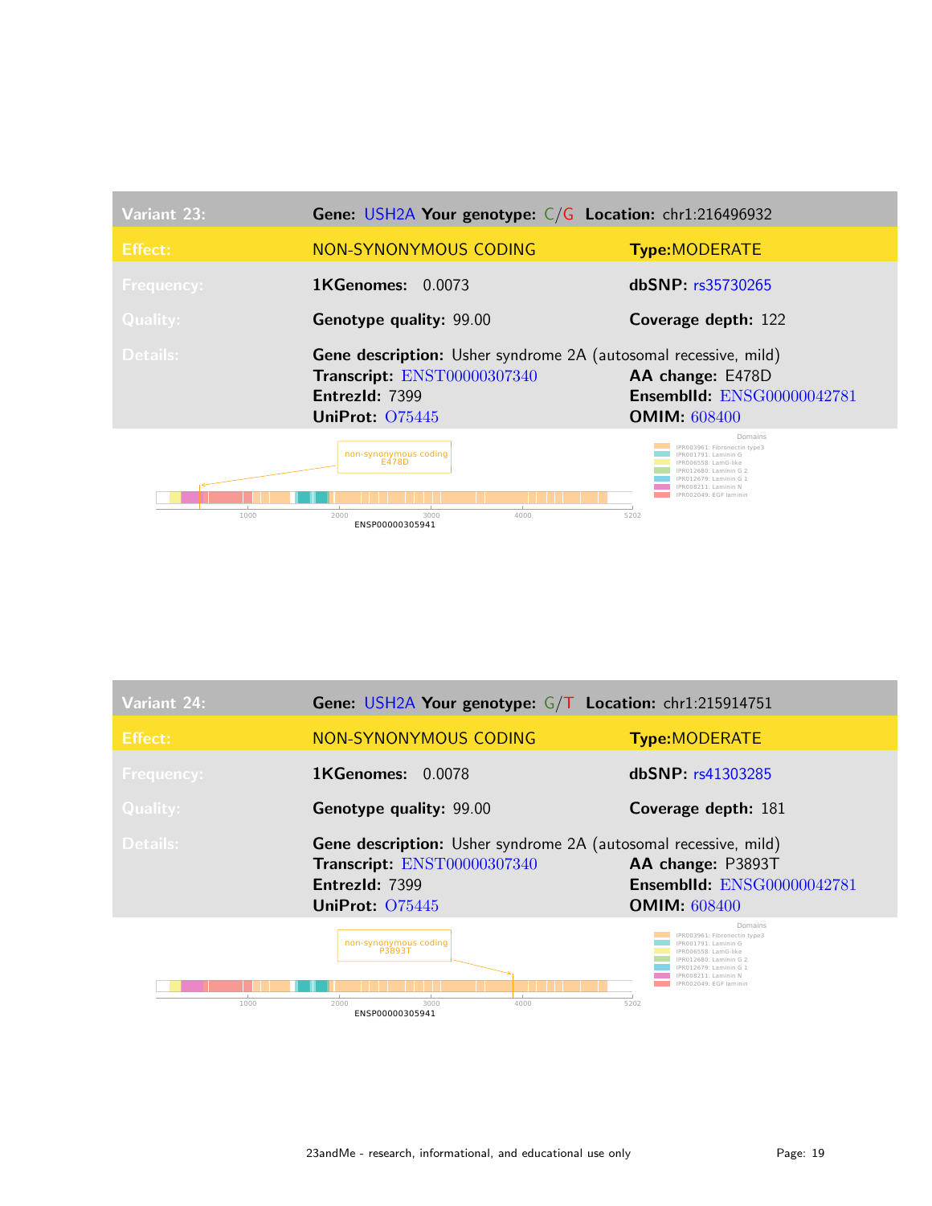| Variant 23: | **Gene:** USH2A **Your genotype:** C/G **Location:** chr1:216496932 | |
|---|---|---|
| Effect: | NON-SYNONYMOUS CODING | **Type:** MODERATE |
| Frequency: | **1KGenomes:** 0.0073 | **dbSNP:** rs35730265 |
| Quality: | **Genotype quality:** 99.00 | **Coverage depth:** 122 |
| Details: | **Gene description:** Usher syndrome 2A (autosomal recessive, mild) | |
| | **Transcript:** ENST00000307340 | **AA change:** E478D |
| | **EntrezId:** 7399 | **EnsemblId:** ENSG00000042781 |
| | **UniProt:** O75445 | **OMIM:** 608400 |

non-synonymous coding E478D

ENSP00000305941 (1000, 2000, 3000, 4000, 5202)

Domains
- IPR003961: Fibronectin type3
- IPR001791: Laminin G
- IPR006558: LamG-like
- IPR012680: Laminin G 2
- IPR012679: Laminin G 1
- IPR008211: Laminin N
- IPR002049: EGF laminin

| Variant 24: | **Gene:** USH2A **Your genotype:** G/T **Location:** chr1:215914751 | |
|---|---|---|
| Effect: | NON-SYNONYMOUS CODING | **Type:** MODERATE |
| Frequency: | **1KGenomes:** 0.0078 | **dbSNP:** rs41303285 |
| Quality: | **Genotype quality:** 99.00 | **Coverage depth:** 181 |
| Details: | **Gene description:** Usher syndrome 2A (autosomal recessive, mild) | |
| | **Transcript:** ENST00000307340 | **AA change:** P3893T |
| | **EntrezId:** 7399 | **EnsemblId:** ENSG00000042781 |
| | **UniProt:** O75445 | **OMIM:** 608400 |

non-synonymous coding P3893T

ENSP00000305941 (1000, 2000, 3000, 4000, 5202)

Domains
- IPR003961: Fibronectin type3
- IPR001791: Laminin G
- IPR006558: LamG-like
- IPR012680: Laminin G 2
- IPR012679: Laminin G 1
- IPR008211: Laminin N
- IPR002049: EGF laminin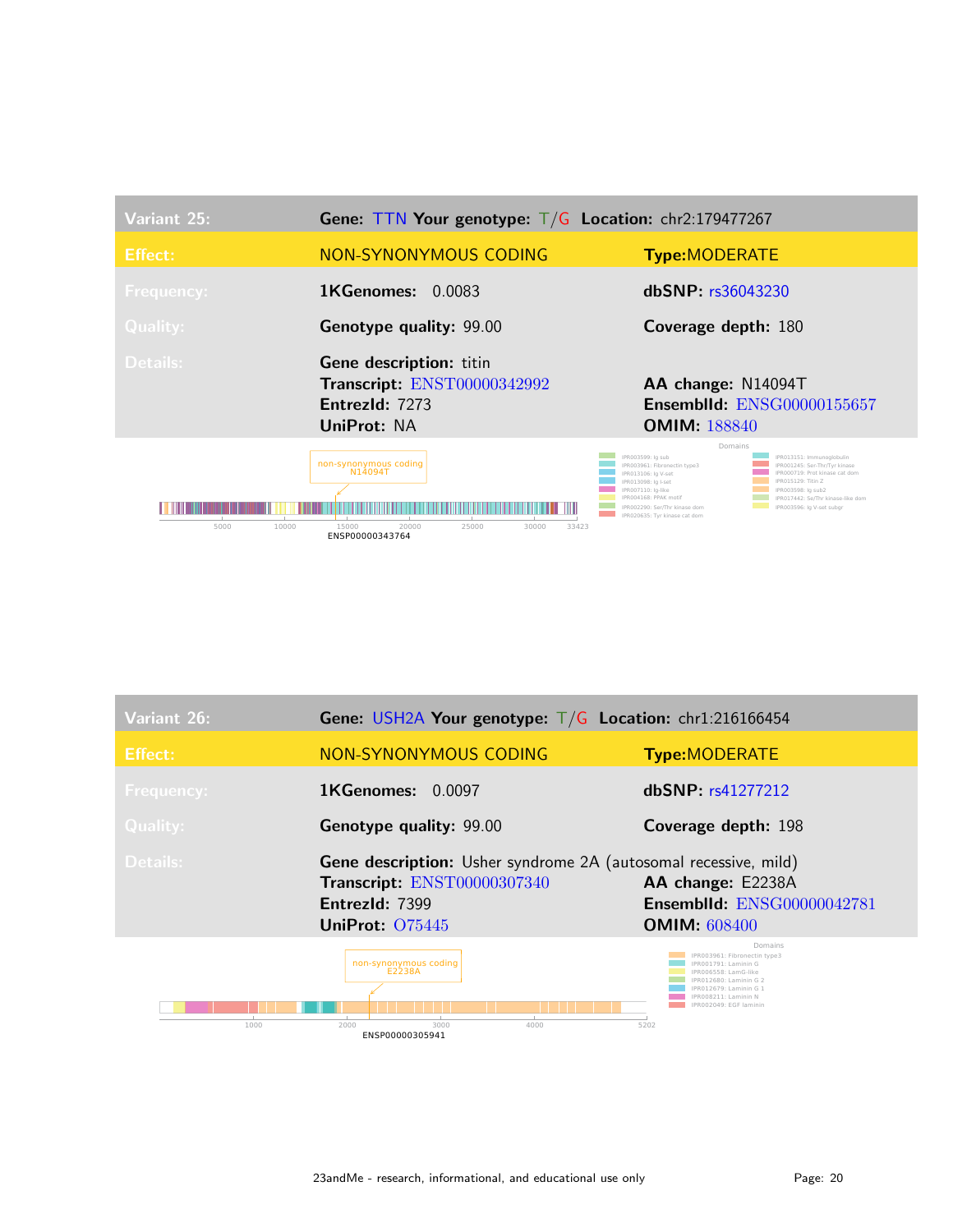| Variant 25: | Gene: TTN Your genotype: T/G Location: chr2:179477267 | |
|---|---|---|
| Effect: | NON-SYNONYMOUS CODING | Type: MODERATE |
| Frequency: | 1KGenomes: 0.0083 | dbSNP: rs36043230 |
| Quality: | Genotype quality: 99.00 | Coverage depth: 180 |
| Details: | Gene description: titin | |
| | Transcript: ENST00000342992 | AA change: N14094T |
| | EntrezId: 7273 | EnsemblId: ENSG00000155657 |
| | UniProt: NA | OMIM: 188840 |

non-synonymous coding N14094T

5000 10000 15000 20000 25000 30000 33423

ENSP00000343764

Domains

- IPR003599: Ig sub
- IPR003961: Fibronectin type3
- IPR013106: Ig V-set
- IPR013098: Ig I-set
- IPR007110: Ig-like
- IPR004168: PPAK motif
- IPR002290: Ser/Thr kinase dom
- IPR020635: Tyr kinase cat dom
- IPR013151: Immunoglobulin
- IPR001245: Ser-Thr/Tyr kinase
- IPR000719: Prot kinase cat dom
- IPR015129: Titin Z
- IPR003598: Ig sub2
- IPR017442: Se/Thr kinase-like dom
- IPR003596: Ig V-set subgr

| Variant 26: | Gene: USH2A Your genotype: T/G Location: chr1:216166454 | |
|---|---|---|
| Effect: | NON-SYNONYMOUS CODING | Type: MODERATE |
| Frequency: | 1KGenomes: 0.0097 | dbSNP: rs41277212 |
| Quality: | Genotype quality: 99.00 | Coverage depth: 198 |
| Details: | Gene description: Usher syndrome 2A (autosomal recessive, mild) | |
| | Transcript: ENST00000307340 | AA change: E2238A |
| | EntrezId: 7399 | EnsemblId: ENSG00000042781 |
| | UniProt: O75445 | OMIM: 608400 |

non-synonymous coding E2238A

1000 2000 3000 4000 5202

ENSP00000305941

Domains

- IPR003961: Fibronectin type3
- IPR001791: Laminin G
- IPR006558: LamG-like
- IPR012680: Laminin G 2
- IPR012679: Laminin G 1
- IPR008211: Laminin N
- IPR002049: EGF laminin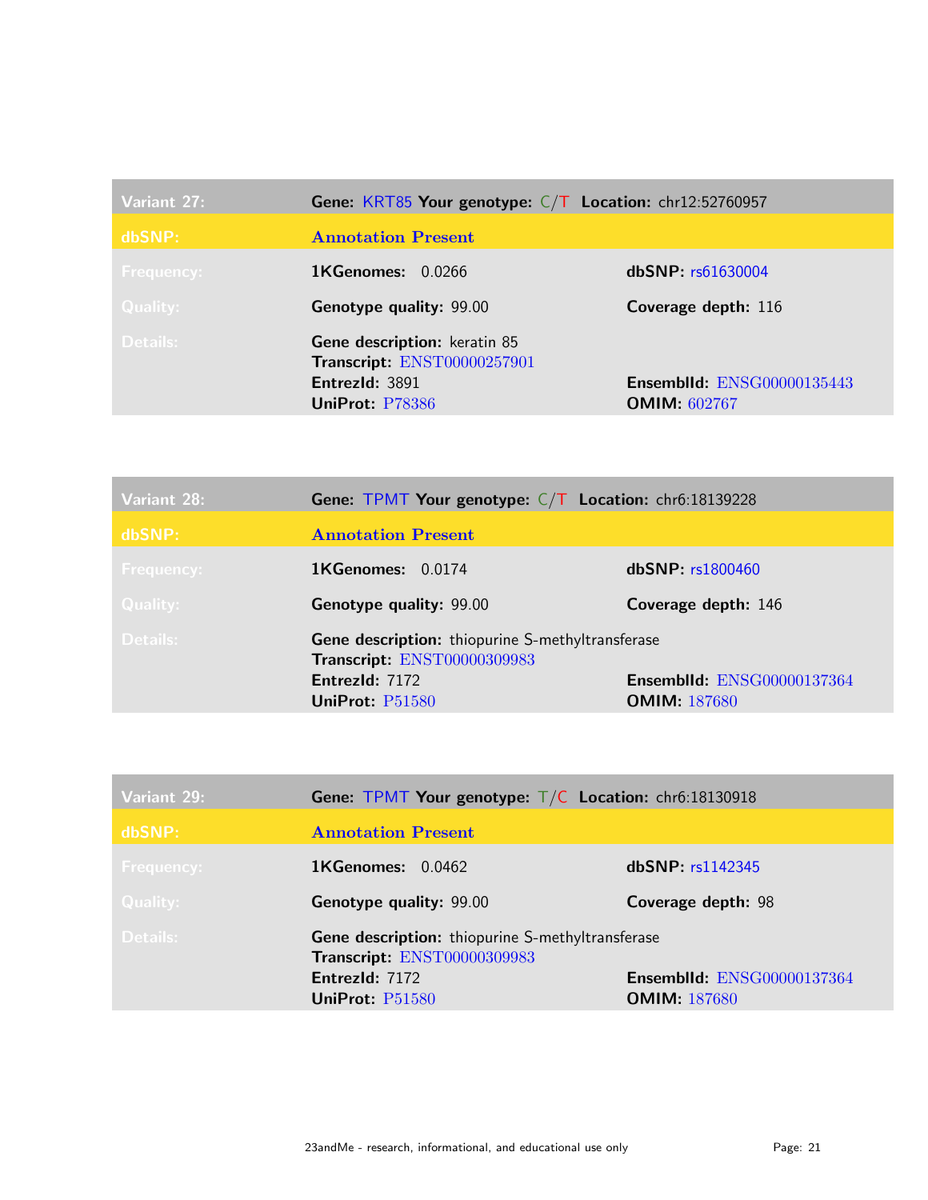| Variant 27: | Gene: KRT85 Your genotype: C/T Location: chr12:52760957 | |
|---|---|---|
| dbSNP: | Annotation Present | |
| Frequency: | **1KGenomes:** 0.0266 | **dbSNP:** rs61630004 |
| Quality: | **Genotype quality:** 99.00 | **Coverage depth:** 116 |
| Details: | **Gene description:** keratin 85<br>**Transcript:** ENST00000257901<br>**EntrezId:** 3891<br>**UniProt:** P78386 | **EnsemblId:** ENSG00000135443<br>**OMIM:** 602767 |

| Variant 28: | Gene: TPMT Your genotype: C/T Location: chr6:18139228 | |
|---|---|---|
| dbSNP: | Annotation Present | |
| Frequency: | **1KGenomes:** 0.0174 | **dbSNP:** rs1800460 |
| Quality: | **Genotype quality:** 99.00 | **Coverage depth:** 146 |
| Details: | **Gene description:** thiopurine S-methyltransferase<br>**Transcript:** ENST00000309983<br>**EntrezId:** 7172<br>**UniProt:** P51580 | **EnsemblId:** ENSG00000137364<br>**OMIM:** 187680 |

| Variant 29: | Gene: TPMT Your genotype: T/C Location: chr6:18130918 | |
|---|---|---|
| dbSNP: | Annotation Present | |
| Frequency: | **1KGenomes:** 0.0462 | **dbSNP:** rs1142345 |
| Quality: | **Genotype quality:** 99.00 | **Coverage depth:** 98 |
| Details: | **Gene description:** thiopurine S-methyltransferase<br>**Transcript:** ENST00000309983<br>**EntrezId:** 7172<br>**UniProt:** P51580 | **EnsemblId:** ENSG00000137364<br>**OMIM:** 187680 |

23andMe - research, informational, and educational use only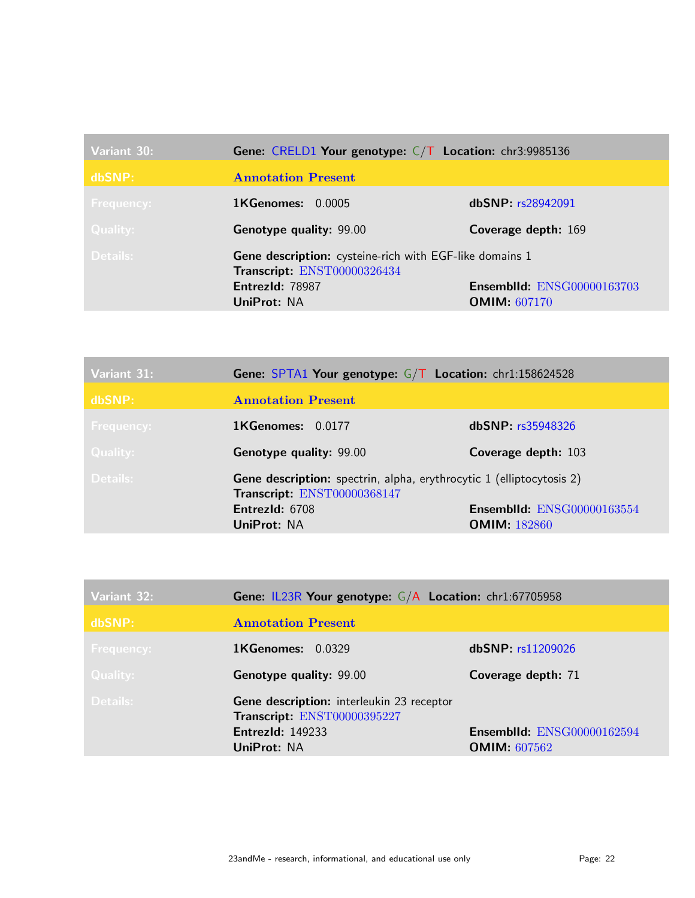| Variant 30: | Gene: CRELD1 Your genotype: C/T Location: chr3:9985136 | |
|---|---|---|
| dbSNP: | Annotation Present | |
| Frequency: | **1KGenomes:** 0.0005 | **dbSNP:** rs28942091 |
| Quality: | **Genotype quality:** 99.00 | **Coverage depth:** 169 |
| Details: | **Gene description:** cysteine-rich with EGF-like domains 1<br>**Transcript:** ENST00000326434 | |
| | **EntrezId:** 78987 | **EnsemblId:** ENSG00000163703 |
| | **UniProt:** NA | **OMIM:** 607170 |

| Variant 31: | Gene: SPTA1 Your genotype: G/T Location: chr1:158624528 | |
|---|---|---|
| dbSNP: | Annotation Present | |
| Frequency: | **1KGenomes:** 0.0177 | **dbSNP:** rs35948326 |
| Quality: | **Genotype quality:** 99.00 | **Coverage depth:** 103 |
| Details: | **Gene description:** spectrin, alpha, erythrocytic 1 (elliptocytosis 2)<br>**Transcript:** ENST00000368147 | |
| | **EntrezId:** 6708 | **EnsemblId:** ENSG00000163554 |
| | **UniProt:** NA | **OMIM:** 182860 |

| Variant 32: | Gene: IL23R Your genotype: G/A Location: chr1:67705958 | |
|---|---|---|
| dbSNP: | Annotation Present | |
| Frequency: | **1KGenomes:** 0.0329 | **dbSNP:** rs11209026 |
| Quality: | **Genotype quality:** 99.00 | **Coverage depth:** 71 |
| Details: | **Gene description:** interleukin 23 receptor<br>**Transcript:** ENST00000395227 | |
| | **EntrezId:** 149233 | **EnsemblId:** ENSG00000162594 |
| | **UniProt:** NA | **OMIM:** 607562 |

23andMe - research, informational, and educational use only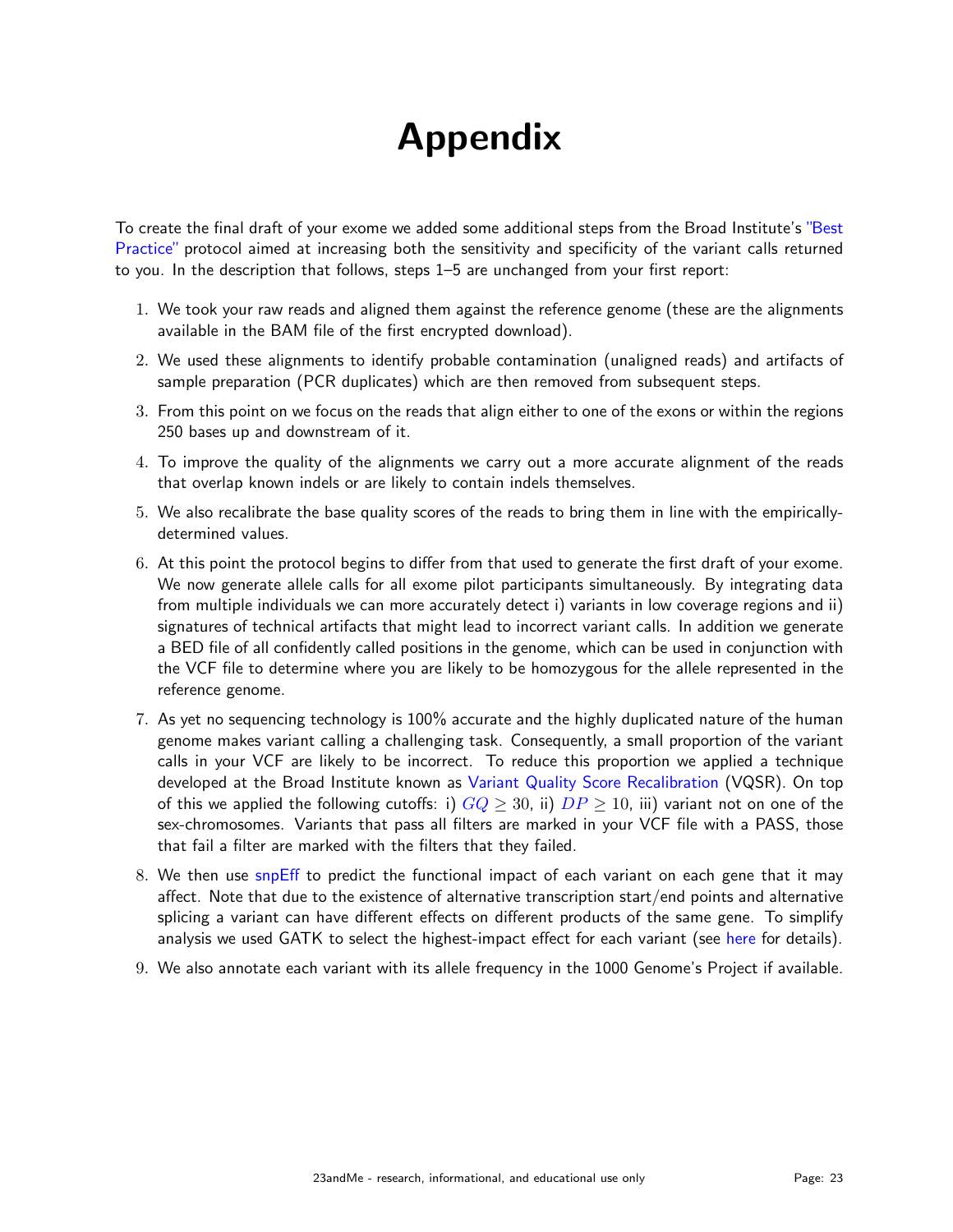# Appendix

To create the final draft of your exome we added some additional steps from the Broad Institute's "Best Practice" protocol aimed at increasing both the sensitivity and specificity of the variant calls returned to you. In the description that follows, steps 1–5 are unchanged from your first report:

1. We took your raw reads and aligned them against the reference genome (these are the alignments available in the BAM file of the first encrypted download).
2. We used these alignments to identify probable contamination (unaligned reads) and artifacts of sample preparation (PCR duplicates) which are then removed from subsequent steps.
3. From this point on we focus on the reads that align either to one of the exons or within the regions 250 bases up and downstream of it.
4. To improve the quality of the alignments we carry out a more accurate alignment of the reads that overlap known indels or are likely to contain indels themselves.
5. We also recalibrate the base quality scores of the reads to bring them in line with the empirically-determined values.
6. At this point the protocol begins to differ from that used to generate the first draft of your exome. We now generate allele calls for all exome pilot participants simultaneously. By integrating data from multiple individuals we can more accurately detect i) variants in low coverage regions and ii) signatures of technical artifacts that might lead to incorrect variant calls. In addition we generate a BED file of all confidently called positions in the genome, which can be used in conjunction with the VCF file to determine where you are likely to be homozygous for the allele represented in the reference genome.
7. As yet no sequencing technology is 100% accurate and the highly duplicated nature of the human genome makes variant calling a challenging task. Consequently, a small proportion of the variant calls in your VCF are likely to be incorrect. To reduce this proportion we applied a technique developed at the Broad Institute known as Variant Quality Score Recalibration (VQSR). On top of this we applied the following cutoffs: i) $GQ \geq 30$, ii) $DP \geq 10$, iii) variant not on one of the sex-chromosomes. Variants that pass all filters are marked in your VCF file with a PASS, those that fail a filter are marked with the filters that they failed.
8. We then use snpEff to predict the functional impact of each variant on each gene that it may affect. Note that due to the existence of alternative transcription start/end points and alternative splicing a variant can have different effects on different products of the same gene. To simplify analysis we used GATK to select the highest-impact effect for each variant (see here for details).
9. We also annotate each variant with its allele frequency in the 1000 Genome's Project if available.